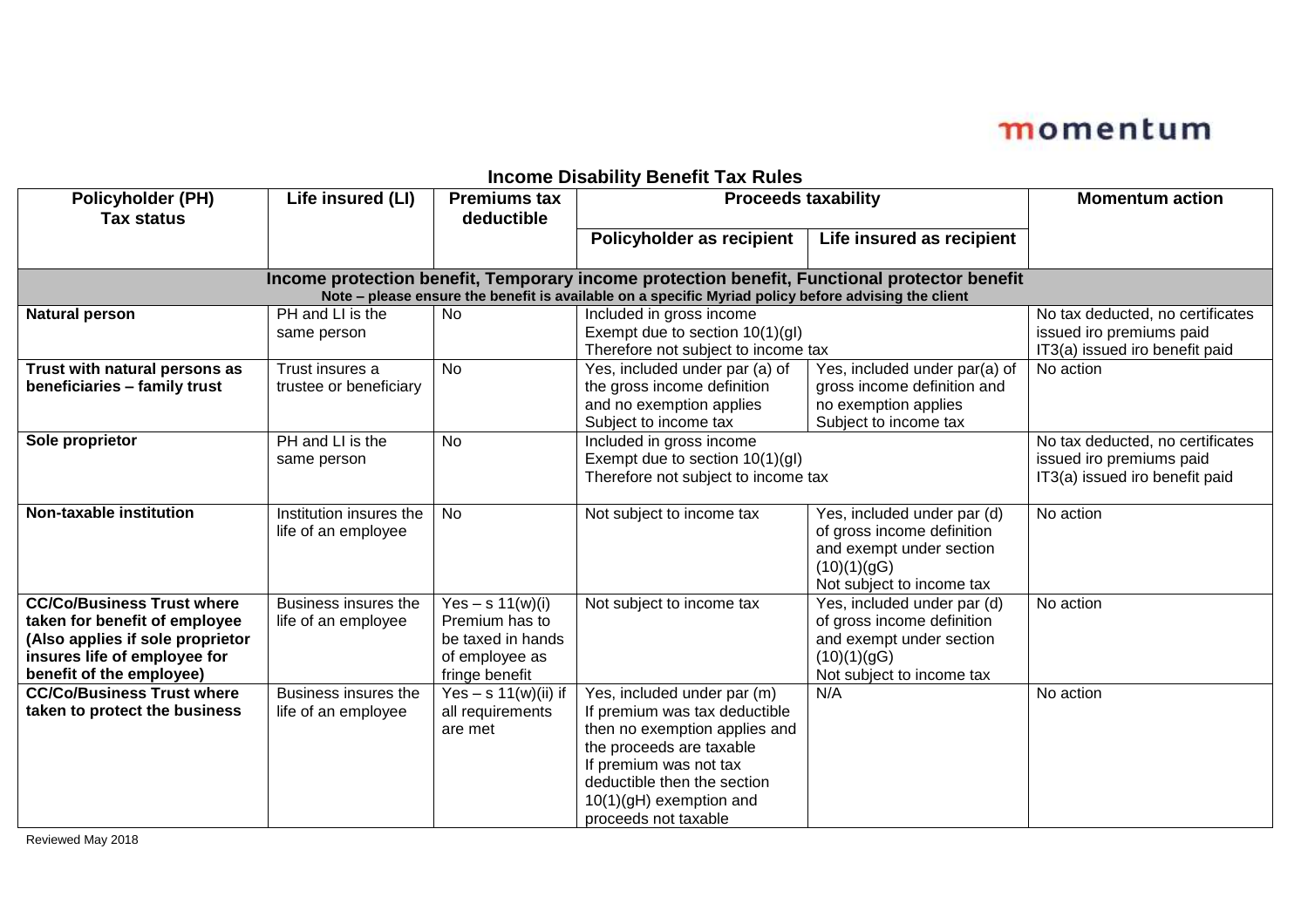momentum

# Income Disability Benefit Tax Rules

| Policyholder (PH) Tax status | Life insured (LI) | Premiums tax deductible | Proceeds taxability | | Momentum action |
|---|---|---|---|---|---|
| | | | **Policyholder as recipient** | **Life insured as recipient** | |
| **Income protection benefit, Temporary income protection benefit, Functional protector benefit** Note – please ensure the benefit is available on a specific Myriad policy before advising the client | | | | | |
| **Natural person** | PH and LI is the same person | No | Included in gross income Exempt due to section 10(1)(gI) Therefore not subject to income tax | | No tax deducted, no certificates issued iro premiums paid IT3(a) issued iro benefit paid |
| **Trust with natural persons as beneficiaries – family trust** | Trust insures a trustee or beneficiary | No | Yes, included under par (a) of the gross income definition and no exemption applies Subject to income tax | Yes, included under par(a) of gross income definition and no exemption applies Subject to income tax | No action |
| **Sole proprietor** | PH and LI is the same person | No | Included in gross income Exempt due to section 10(1)(gI) Therefore not subject to income tax | | No tax deducted, no certificates issued iro premiums paid IT3(a) issued iro benefit paid |
| **Non-taxable institution** | Institution insures the life of an employee | No | Not subject to income tax | Yes, included under par (d) of gross income definition and exempt under section (10)(1)(gG) Not subject to income tax | No action |
| **CC/Co/Business Trust where taken for benefit of employee (Also applies if sole proprietor insures life of employee for benefit of the employee)** | Business insures the life of an employee | Yes – s 11(w)(i) Premium has to be taxed in hands of employee as fringe benefit | Not subject to income tax | Yes, included under par (d) of gross income definition and exempt under section (10)(1)(gG) Not subject to income tax | No action |
| **CC/Co/Business Trust where taken to protect the business** | Business insures the life of an employee | Yes – s 11(w)(ii) if all requirements are met | Yes, included under par (m) If premium was tax deductible then no exemption applies and the proceeds are taxable If premium was not tax deductible then the section 10(1)(gH) exemption and proceeds not taxable | N/A | No action |

Reviewed May 2018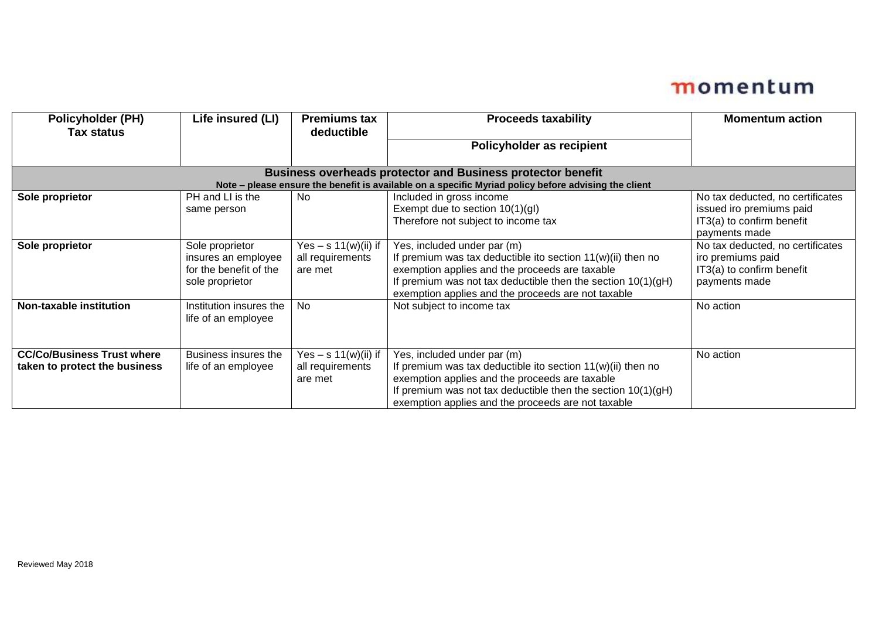| Policyholder (PH) Tax status | Life insured (LI) | Premiums tax deductible | Proceeds taxability | Momentum action |
|---|---|---|---|---|
| | | | Policyholder as recipient | |
| **Business overheads protector and Business protector benefit** Note – please ensure the benefit is available on a specific Myriad policy before advising the client | | | | |
| **Sole proprietor** | PH and LI is the same person | No | Included in gross income Exempt due to section 10(1)(gI) Therefore not subject to income tax | No tax deducted, no certificates issued iro premiums paid IT3(a) to confirm benefit payments made |
| **Sole proprietor** | Sole proprietor insures an employee for the benefit of the sole proprietor | Yes – s 11(w)(ii) if all requirements are met | Yes, included under par (m) If premium was tax deductible ito section 11(w)(ii) then no exemption applies and the proceeds are taxable If premium was not tax deductible then the section 10(1)(gH) exemption applies and the proceeds are not taxable | No tax deducted, no certificates iro premiums paid IT3(a) to confirm benefit payments made |
| **Non-taxable institution** | Institution insures the life of an employee | No | Not subject to income tax | No action |
| **CC/Co/Business Trust where taken to protect the business** | Business insures the life of an employee | Yes – s 11(w)(ii) if all requirements are met | Yes, included under par (m) If premium was tax deductible ito section 11(w)(ii) then no exemption applies and the proceeds are taxable If premium was not tax deductible then the section 10(1)(gH) exemption applies and the proceeds are not taxable | No action |

Reviewed May 2018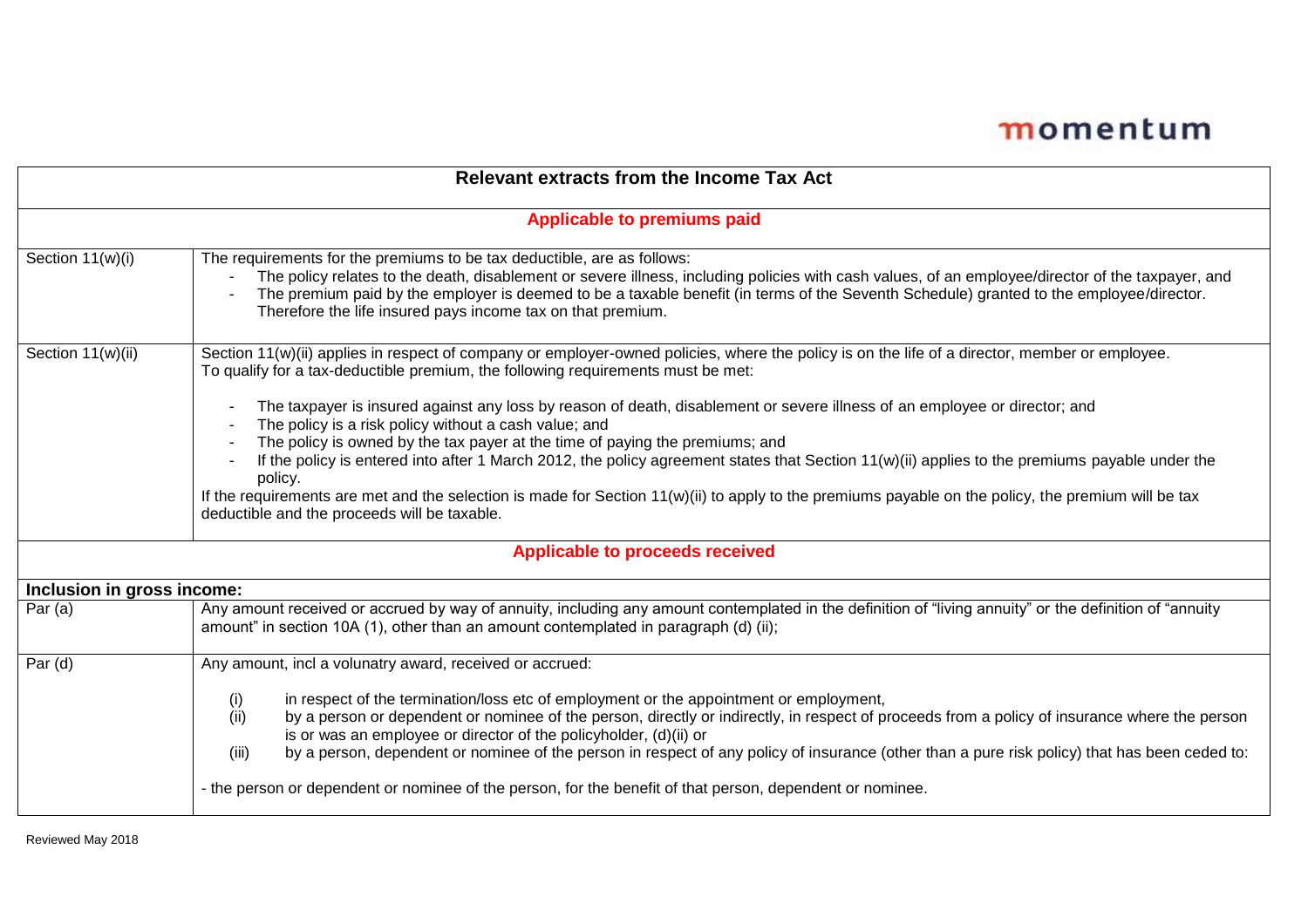| Relevant extracts from the Income Tax Act | |
|---|---|
| **Applicable to premiums paid** | |
| Section 11(w)(i) | The requirements for the premiums to be tax deductible, are as follows:<br>- The policy relates to the death, disablement or severe illness, including policies with cash values, of an employee/director of the taxpayer, and<br>- The premium paid by the employer is deemed to be a taxable benefit (in terms of the Seventh Schedule) granted to the employee/director. Therefore the life insured pays income tax on that premium. |
| Section 11(w)(ii) | Section 11(w)(ii) applies in respect of company or employer-owned policies, where the policy is on the life of a director, member or employee. To qualify for a tax-deductible premium, the following requirements must be met:<br>- The taxpayer is insured against any loss by reason of death, disablement or severe illness of an employee or director; and<br>- The policy is a risk policy without a cash value; and<br>- The policy is owned by the tax payer at the time of paying the premiums; and<br>- If the policy is entered into after 1 March 2012, the policy agreement states that Section 11(w)(ii) applies to the premiums payable under the policy.<br>If the requirements are met and the selection is made for Section 11(w)(ii) to apply to the premiums payable on the policy, the premium will be tax deductible and the proceeds will be taxable. |
| **Applicable to proceeds received** | |
| **Inclusion in gross income:** | |
| Par (a) | Any amount received or accrued by way of annuity, including any amount contemplated in the definition of "living annuity" or the definition of "annuity amount" in section 10A (1), other than an amount contemplated in paragraph (d) (ii); |
| Par (d) | Any amount, incl a volunatry award, received or accrued:<br>(i) in respect of the termination/loss etc of employment or the appointment or employment,<br>(ii) by a person or dependent or nominee of the person, directly or indirectly, in respect of proceeds from a policy of insurance where the person is or was an employee or director of the policyholder, (d)(ii) or<br>(iii) by a person, dependent or nominee of the person in respect of any policy of insurance (other than a pure risk policy) that has been ceded to:<br>- the person or dependent or nominee of the person, for the benefit of that person, dependent or nominee. |

Reviewed May 2018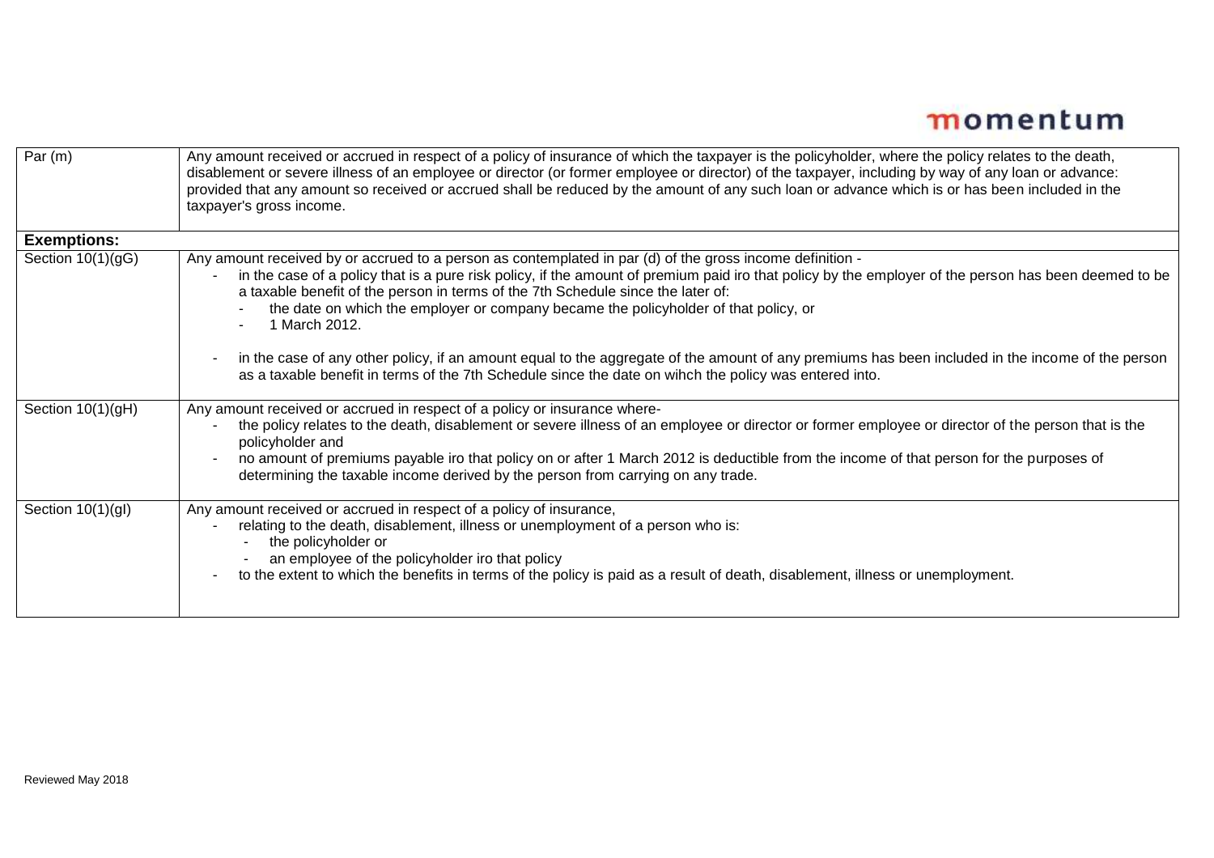| | |
|---|---|
| Par (m) | Any amount received or accrued in respect of a policy of insurance of which the taxpayer is the policyholder, where the policy relates to the death, disablement or severe illness of an employee or director (or former employee or director) of the taxpayer, including by way of any loan or advance: provided that any amount so received or accrued shall be reduced by the amount of any such loan or advance which is or has been included in the taxpayer's gross income. |
| **Exemptions:** | |
| Section 10(1)(gG) | Any amount received by or accrued to a person as contemplated in par (d) of the gross income definition - <br>- in the case of a policy that is a pure risk policy, if the amount of premium paid iro that policy by the employer of the person has been deemed to be a taxable benefit of the person in terms of the 7th Schedule since the later of: <br>&nbsp;&nbsp;- the date on which the employer or company became the policyholder of that policy, or <br>&nbsp;&nbsp;- 1 March 2012. <br>- in the case of any other policy, if an amount equal to the aggregate of the amount of any premiums has been included in the income of the person as a taxable benefit in terms of the 7th Schedule since the date on wihch the policy was entered into. |
| Section 10(1)(gH) | Any amount received or accrued in respect of a policy or insurance where- <br>- the policy relates to the death, disablement or severe illness of an employee or director or former employee or director of the person that is the policyholder and <br>- no amount of premiums payable iro that policy on or after 1 March 2012 is deductible from the income of that person for the purposes of determining the taxable income derived by the person from carrying on any trade. |
| Section 10(1)(gI) | Any amount received or accrued in respect of a policy of insurance, <br>- relating to the death, disablement, illness or unemployment of a person who is: <br>&nbsp;&nbsp;- the policyholder or <br>&nbsp;&nbsp;- an employee of the policyholder iro that policy <br>- to the extent to which the benefits in terms of the policy is paid as a result of death, disablement, illness or unemployment. |

Reviewed May 2018